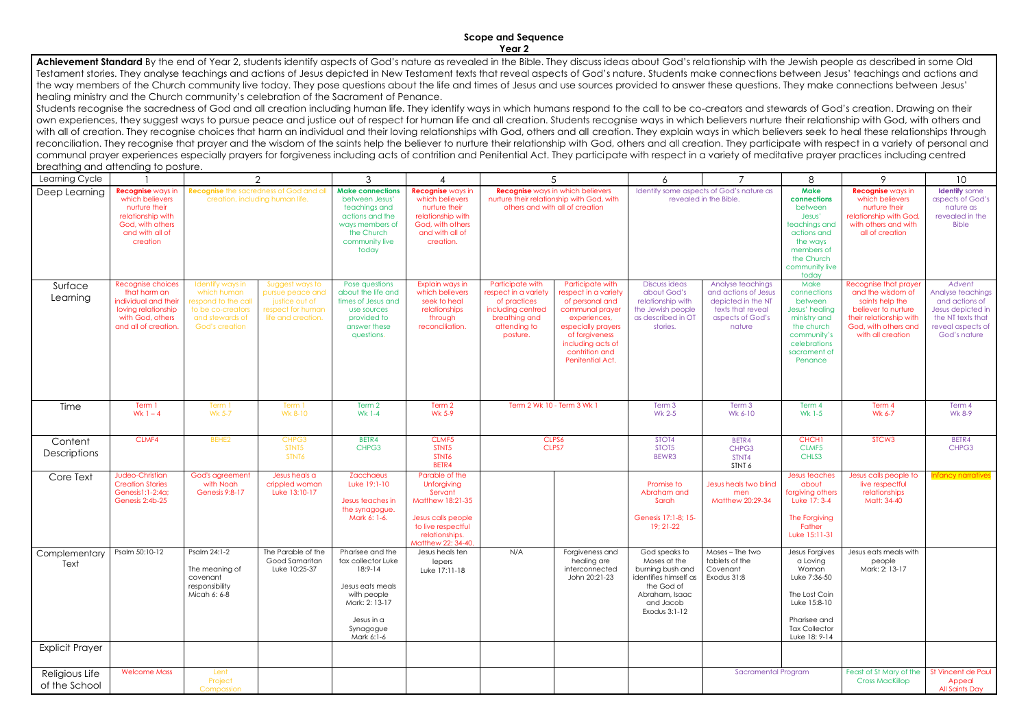## Scope and Sequence

### Year 2

**Achievement Standard** By the end of Year 2, students identify aspects of God's nature as revealed in the Bible. They discuss ideas about God's relationship with the Jewish people as described in some Old Testament stories. They analyse teachings and actions of Jesus depicted in New Testament texts that reveal aspects of God's nature. Students make connections between Jesus' teachings and actions and the way members of the Church community live today. They pose questions about the life and times of Jesus and use sources provided to answer these questions. They make connections between Jesus' healing ministry and the Church community's celebration of the Sacrament of Penance.

Students recognise the sacredness of God and all creation including human life. They identify ways in which humans respond to the call to be co-creators and stewards of God's creation. Drawing on their own experiences, they suggest ways to pursue peace and justice out of respect for human life and all creation. Students recognise ways in which believers nurture their relationship with God, with others and with all of creation. They recognise choices that harm an individual and their loving relationships with God, others and all creation. They explain ways in which believers seek to heal these relationships through reconciliation. They recognise that prayer and the wisdom of the saints help the believer to nurture their relationship with God, others and all creation. They participate with respect in a variety of personal and communal prayer experiences especially prayers for forgiveness including acts of contrition and Penitential Act. They participate with respect in a variety of meditative prayer practices including centred breathing and attending to posture.

| Learning Cycle | 1 | 2 | | 3 | 4 | 5 | | 6 | 7 | 8 | 9 | 10 |
|---|---|---|---|---|---|---|---|---|---|---|---|---|
| Deep Learning | **Recognise** ways in which believers nurture their relationship with God, with others and with all of creation | **Recognise** the sacredness of God and all creation, including human life. | | **Make connections** between Jesus' teachings and actions and the ways members of the Church community live today | **Recognise** ways in which believers nurture their relationship with God, with others and with all of creation. | **Recognise** ways in which believers nurture their relationship with God, with others and with all of creation | | Identify some aspects of God's nature as revealed in the Bible. | | **Make connections** between Jesus' teachings and actions and the ways members of the Church community live today | **Recognise** ways in which believers nurture their relationship with God, with others and with all of creation | **Identify** some aspects of God's nature as revealed in the Bible |
| Surface Learning | Recognise choices that harm an individual and their loving relationship with God, others and all of creation. | Identify ways in which human respond to the call to be co-creators and stewards of God's creation | Suggest ways to pursue peace and justice out of respect for human life and creation. | Pose questions about the life and times of Jesus and use sources provided to answer these questions. | Explain ways in which believers seek to heal relationships through reconciliation. | Participate with respect in a variety of practices including centred breathing and attending to posture. | Participate with respect in a variety of personal and communal prayer experiences, especially prayers of forgiveness including acts of contrition and Penitential Act. | Discuss ideas about God's relationship with the Jewish people as described in OT stories. | Analyse teachings and actions of Jesus depicted in the NT texts that reveal aspects of God's nature | Make connections between Jesus' healing ministry and the church community's celebrations sacrament of Penance | Recognise that prayer and the wisdom of saints help the believer to nurture their relationship with God, with others and with all creation | *Advent* Analyse teachings and actions of Jesus depicted in the NT texts that reveal aspects of God's nature |
| Time | Term 1 Wk 1 – 4 | Term 1 Wk 5-7 | Term 1 Wk 8-10 | Term 2 Wk 1-4 | Term 2 Wk 5-9 | Term 2 Wk 10 - Term 3 Wk 1 | | Term 3 Wk 2-5 | Term 3 Wk 6-10 | Term 4 Wk 1-5 | Term 4 Wk 6-7 | Term 4 Wk 8-9 |
| Content Descriptions | CLMF4 | BEHE2 | CHPG3 STNT5 STNT6 | BETR4 CHPG3 | CLMF5 STNT5 STNT6 BETR4 | CLPS6 CLPS7 | | STOT4 STOT5 BEWR3 | BETR4 CHPG3 STNT4 STNT 6 | CHCH1 CLMF5 CHLS3 | STCW3 | BETR4 CHPG3 |
| Core Text | Judeo-Christian Creation Stories Genesis1:1-2:4a; Genesis 2:4b-25 | God's agreement with Noah Genesis 9:8-17 | Jesus heals a crippled woman Luke 13:10-17 | Zacchaeus Luke 19:1-10 Jesus teaches in the synagogue. Mark 6: 1-6. | Parable of the Unforgiving Servant Matthew 18:21-35 Jesus calls people to live respectful relationships. Matthew 22: 34-40. | | | Promise to Abraham and Sarah Genesis 17:1-8; 15-19; 21-22 | Jesus heals two blind men Matthew 20:29-34 | Jesus teaches about forgiving others Luke 17: 3-4 The Forgiving Father Luke 15:11-31 | Jesus calls people to live respectful relationships Matt: 34-40 | Infancy narratives |
| Complementary Text | Psalm 50:10-12 | Psalm 24:1-2 The meaning of covenant responsibility Micah 6: 6-8 | The Parable of the Good Samaritan Luke 10:25-37 | Pharisee and the tax collector Luke 18:9-14 Jesus eats meals with people Mark: 2: 13-17 Jesus in a Synagogue Mark 6:1-6 | Jesus heals ten lepers Luke 17:11-18 | N/A | Forgiveness and healing are interconnected John 20:21-23 | God speaks to Moses at the burning bush and identifies himself as the God of Abraham, Isaac and Jacob Exodus 3:1-12 | Moses – The two tablets of the Covenant Exodus 31:8 | Jesus Forgives a Loving Woman Luke 7:36-50 The Lost Coin Luke 15:8-10 Pharisee and Tax Collector Luke 18: 9-14 | Jesus eats meals with people Mark: 2: 13-17 | |
| Explicit Prayer | | | | | | | | | | | | |
| Religious Life of the School | Welcome Mass | Lent Project Compassion | | | | | | | Sacramental Program | | Feast of St Mary of the Cross MacKillop | St Vincent de Paul Appeal All Saints Day |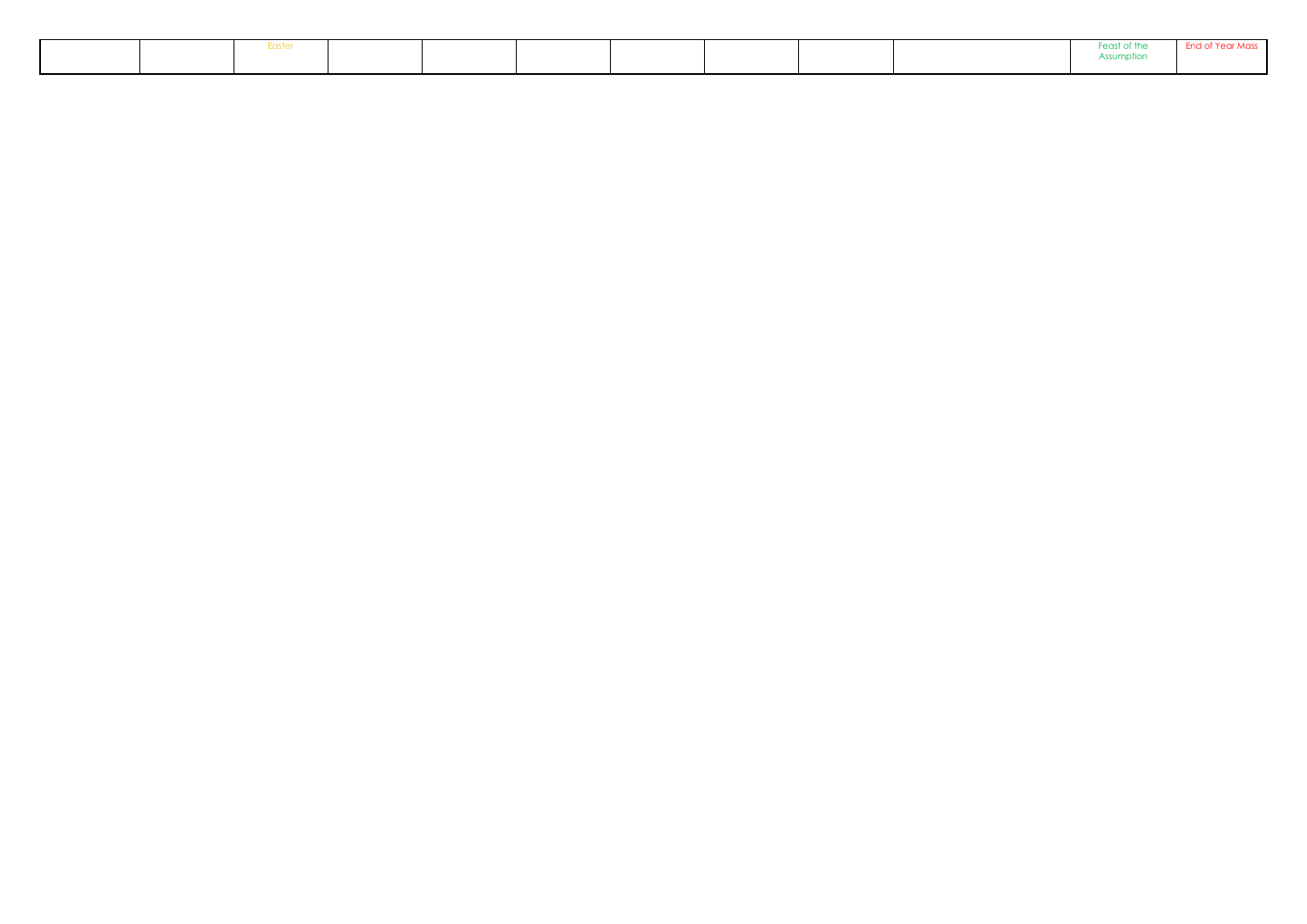| | | | | | | | | | | | |
|---|---|---|---|---|---|---|---|---|---|---|---|
| | | Easter | | | | | | | | Feast of the Assumption | End of Year Mass |